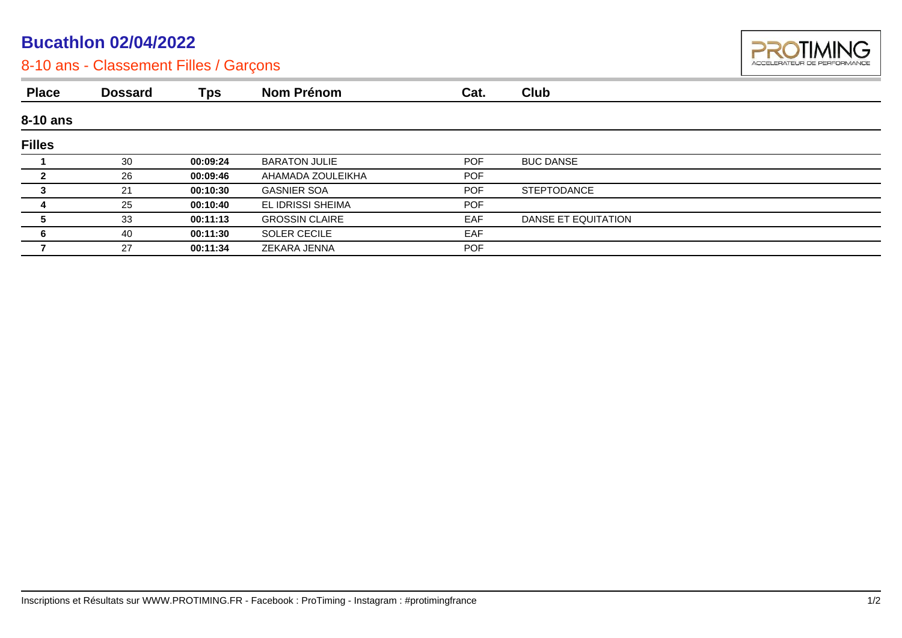# Bucathlon 02/04/2022

## 8-10 ans - Classement Filles / Garçons

| Place | Dossard | Tps | Nom Prénom | Cat. | Club |
|---|---|---|---|---|---|
| **8-10 ans** | | | | | |
| **Filles** | | | | | |
| **1** | 30 | **00:09:24** | BARATON JULIE | POF | BUC DANSE |
| **2** | 26 | **00:09:46** | AHAMADA ZOULEIKHA | POF | |
| **3** | 21 | **00:10:30** | GASNIER SOA | POF | STEPTODANCE |
| **4** | 25 | **00:10:40** | EL IDRISSI SHEIMA | POF | |
| **5** | 33 | **00:11:13** | GROSSIN CLAIRE | EAF | DANSE ET EQUITATION |
| **6** | 40 | **00:11:30** | SOLER CECILE | EAF | |
| **7** | 27 | **00:11:34** | ZEKARA JENNA | POF | |

Inscriptions et Résultats sur WWW.PROTIMING.FR - Facebook : ProTiming - Instagram : #protimingfrance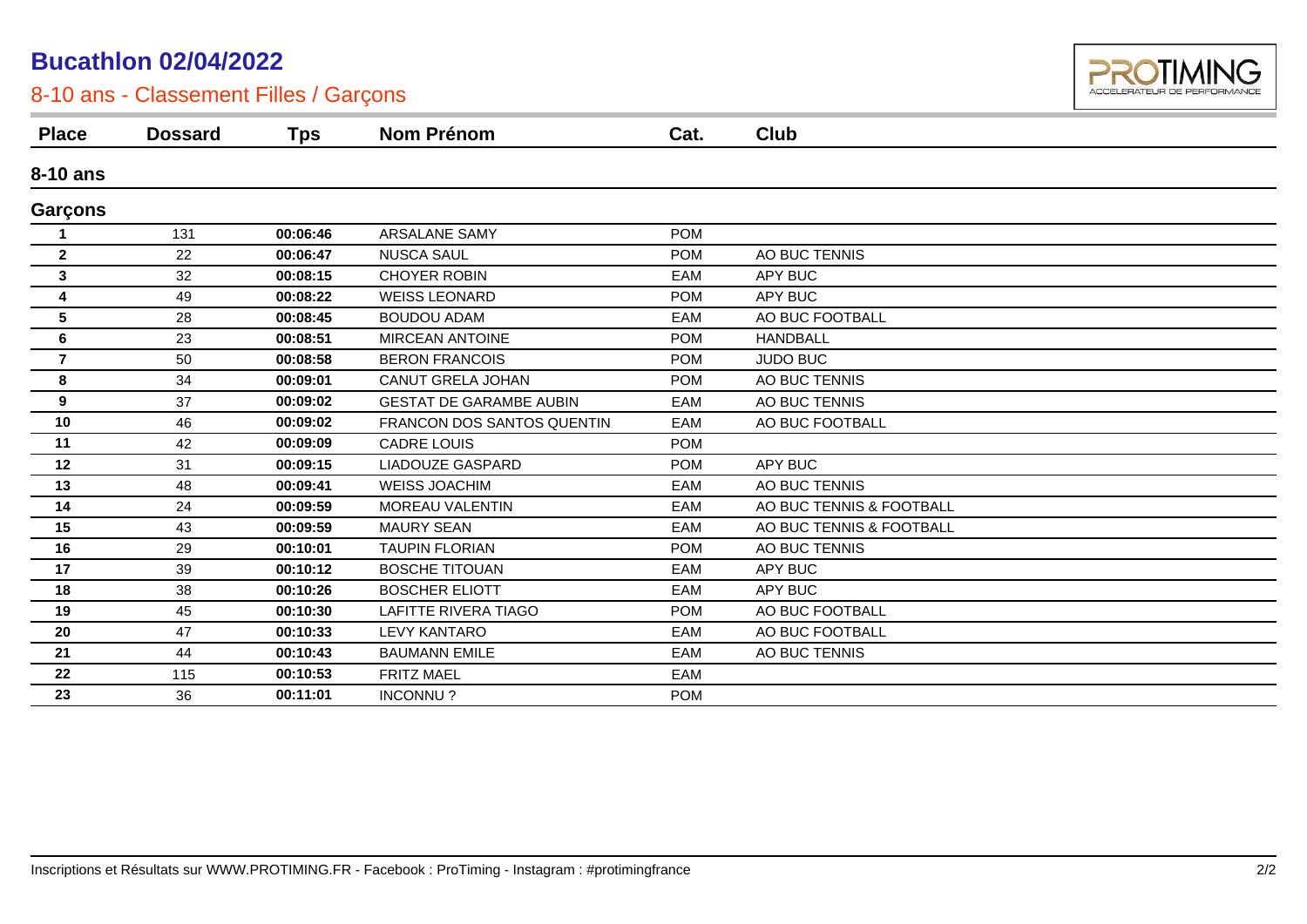# Bucathlon 02/04/2022

## 8-10 ans - Classement Filles / Garçons

| Place | Dossard | Tps | Nom Prénom | Cat. | Club |
|---|---|---|---|---|---|
| **8-10 ans** | | | | | |
| **Garçons** | | | | | |
| 1 | 131 | 00:06:46 | ARSALANE SAMY | POM | |
| 2 | 22 | 00:06:47 | NUSCA SAUL | POM | AO BUC TENNIS |
| 3 | 32 | 00:08:15 | CHOYER ROBIN | EAM | APY BUC |
| 4 | 49 | 00:08:22 | WEISS LEONARD | POM | APY BUC |
| 5 | 28 | 00:08:45 | BOUDOU ADAM | EAM | AO BUC FOOTBALL |
| 6 | 23 | 00:08:51 | MIRCEAN ANTOINE | POM | HANDBALL |
| 7 | 50 | 00:08:58 | BERON FRANCOIS | POM | JUDO BUC |
| 8 | 34 | 00:09:01 | CANUT GRELA JOHAN | POM | AO BUC TENNIS |
| 9 | 37 | 00:09:02 | GESTAT DE GARAMBE AUBIN | EAM | AO BUC TENNIS |
| 10 | 46 | 00:09:02 | FRANCON DOS SANTOS QUENTIN | EAM | AO BUC FOOTBALL |
| 11 | 42 | 00:09:09 | CADRE LOUIS | POM | |
| 12 | 31 | 00:09:15 | LIADOUZE GASPARD | POM | APY BUC |
| 13 | 48 | 00:09:41 | WEISS JOACHIM | EAM | AO BUC TENNIS |
| 14 | 24 | 00:09:59 | MOREAU VALENTIN | EAM | AO BUC TENNIS & FOOTBALL |
| 15 | 43 | 00:09:59 | MAURY SEAN | EAM | AO BUC TENNIS & FOOTBALL |
| 16 | 29 | 00:10:01 | TAUPIN FLORIAN | POM | AO BUC TENNIS |
| 17 | 39 | 00:10:12 | BOSCHE TITOUAN | EAM | APY BUC |
| 18 | 38 | 00:10:26 | BOSCHER ELIOTT | EAM | APY BUC |
| 19 | 45 | 00:10:30 | LAFITTE RIVERA TIAGO | POM | AO BUC FOOTBALL |
| 20 | 47 | 00:10:33 | LEVY KANTARO | EAM | AO BUC FOOTBALL |
| 21 | 44 | 00:10:43 | BAUMANN EMILE | EAM | AO BUC TENNIS |
| 22 | 115 | 00:10:53 | FRITZ MAEL | EAM | |
| 23 | 36 | 00:11:01 | INCONNU ? | POM | |

Inscriptions et Résultats sur WWW.PROTIMING.FR - Facebook : ProTiming - Instagram : #protimingfrance